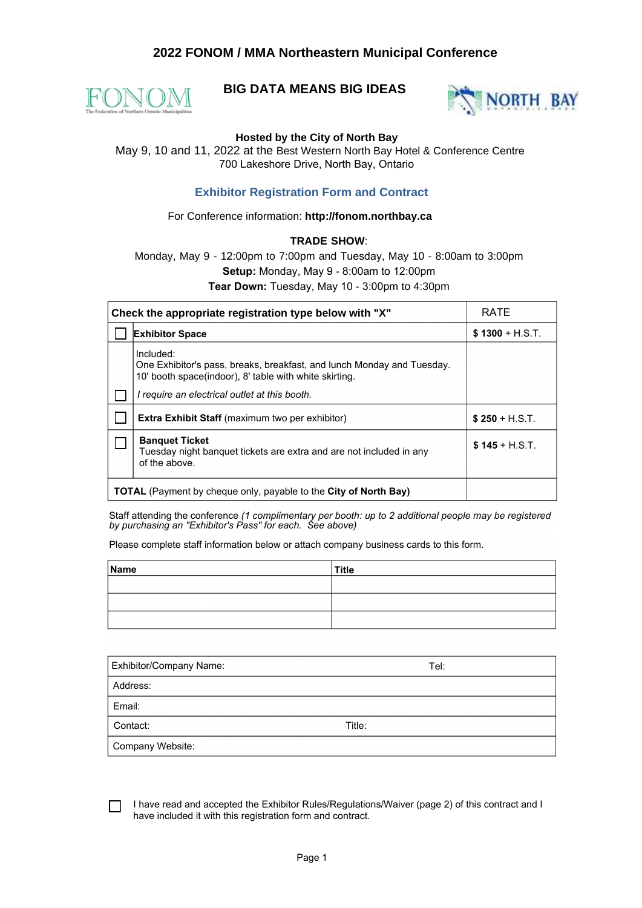# 2022 FONOM / MMA Northeastern Municipal Conference

FONOM
The Federation of Northern Ontario Municipalities

## BIG DATA MEANS BIG IDEAS

NORTH BAY

**Hosted by the City of North Bay**
May 9, 10 and 11, 2022 at the Best Western North Bay Hotel & Conference Centre
700 Lakeshore Drive, North Bay, Ontario

## Exhibitor Registration Form and Contract

For Conference information: **http://fonom.northbay.ca**

**TRADE SHOW**:
Monday, May 9 - 12:00pm to 7:00pm and Tuesday, May 10 - 8:00am to 3:00pm
**Setup:** Monday, May 9 - 8:00am to 12:00pm
**Tear Down:** Tuesday, May 10 - 3:00pm to 4:30pm

| Check the appropriate registration type below with "X" | | RATE |
|---|---|---|
| ☐ | **Exhibitor Space** | **$ 1300** + H.S.T. |
| | Included:<br>One Exhibitor's pass, breaks, breakfast, and lunch Monday and Tuesday.<br>10' booth space(indoor), 8' table with white skirting. | |
| ☐ | *I require an electrical outlet at this booth.* | |
| ☐ | **Extra Exhibit Staff** (maximum two per exhibitor) | **$ 250** + H.S.T. |
| ☐ | **Banquet Ticket**<br>Tuesday night banquet tickets are extra and are not included in any of the above. | **$ 145** + H.S.T. |
| **TOTAL** (Payment by cheque only, payable to the **City of North Bay)** | | |

Staff attending the conference *(1 complimentary per booth: up to 2 additional people may be registered by purchasing an "Exhibitor's Pass" for each. See above)*

Please complete staff information below or attach company business cards to this form.

| Name | Title |
|---|---|
| | |
| | |
| | |

| Exhibitor/Company Name: | Tel: |
|---|---|
| Address: | |
| Email: | |
| Contact: | Title: |
| Company Website: | |

☐ I have read and accepted the Exhibitor Rules/Regulations/Waiver (page 2) of this contract and I have included it with this registration form and contract.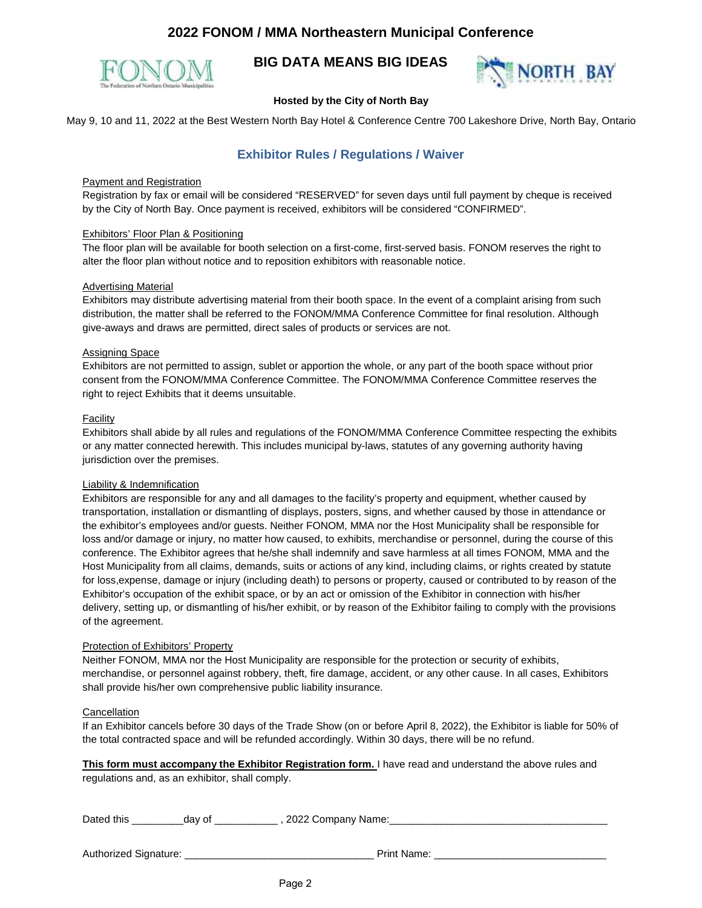# 2022 FONOM / MMA Northeastern Municipal Conference

## BIG DATA MEANS BIG IDEAS

**Hosted by the City of North Bay**

May 9, 10 and 11, 2022 at the Best Western North Bay Hotel & Conference Centre 700 Lakeshore Drive, North Bay, Ontario

## Exhibitor Rules / Regulations / Waiver

Payment and Registration

Registration by fax or email will be considered "RESERVED" for seven days until full payment by cheque is received by the City of North Bay. Once payment is received, exhibitors will be considered "CONFIRMED".

Exhibitors' Floor Plan & Positioning

The floor plan will be available for booth selection on a first-come, first-served basis. FONOM reserves the right to alter the floor plan without notice and to reposition exhibitors with reasonable notice.

Advertising Material

Exhibitors may distribute advertising material from their booth space. In the event of a complaint arising from such distribution, the matter shall be referred to the FONOM/MMA Conference Committee for final resolution. Although give-aways and draws are permitted, direct sales of products or services are not.

Assigning Space

Exhibitors are not permitted to assign, sublet or apportion the whole, or any part of the booth space without prior consent from the FONOM/MMA Conference Committee. The FONOM/MMA Conference Committee reserves the right to reject Exhibits that it deems unsuitable.

Facility

Exhibitors shall abide by all rules and regulations of the FONOM/MMA Conference Committee respecting the exhibits or any matter connected herewith. This includes municipal by-laws, statutes of any governing authority having jurisdiction over the premises.

Liability & Indemnification

Exhibitors are responsible for any and all damages to the facility's property and equipment, whether caused by transportation, installation or dismantling of displays, posters, signs, and whether caused by those in attendance or the exhibitor's employees and/or guests. Neither FONOM, MMA nor the Host Municipality shall be responsible for loss and/or damage or injury, no matter how caused, to exhibits, merchandise or personnel, during the course of this conference. The Exhibitor agrees that he/she shall indemnify and save harmless at all times FONOM, MMA and the Host Municipality from all claims, demands, suits or actions of any kind, including claims, or rights created by statute for loss,expense, damage or injury (including death) to persons or property, caused or contributed to by reason of the Exhibitor's occupation of the exhibit space, or by an act or omission of the Exhibitor in connection with his/her delivery, setting up, or dismantling of his/her exhibit, or by reason of the Exhibitor failing to comply with the provisions of the agreement.

Protection of Exhibitors' Property

Neither FONOM, MMA nor the Host Municipality are responsible for the protection or security of exhibits, merchandise, or personnel against robbery, theft, fire damage, accident, or any other cause. In all cases, Exhibitors shall provide his/her own comprehensive public liability insurance.

Cancellation

If an Exhibitor cancels before 30 days of the Trade Show (on or before April 8, 2022), the Exhibitor is liable for 50% of the total contracted space and will be refunded accordingly. Within 30 days, there will be no refund.

**This form must accompany the Exhibitor Registration form.** I have read and understand the above rules and regulations and, as an exhibitor, shall comply.

Dated this _________day of ___________ , 2022 Company Name:______________________________________

Authorized Signature: ________________________________ Print Name: _____________________________